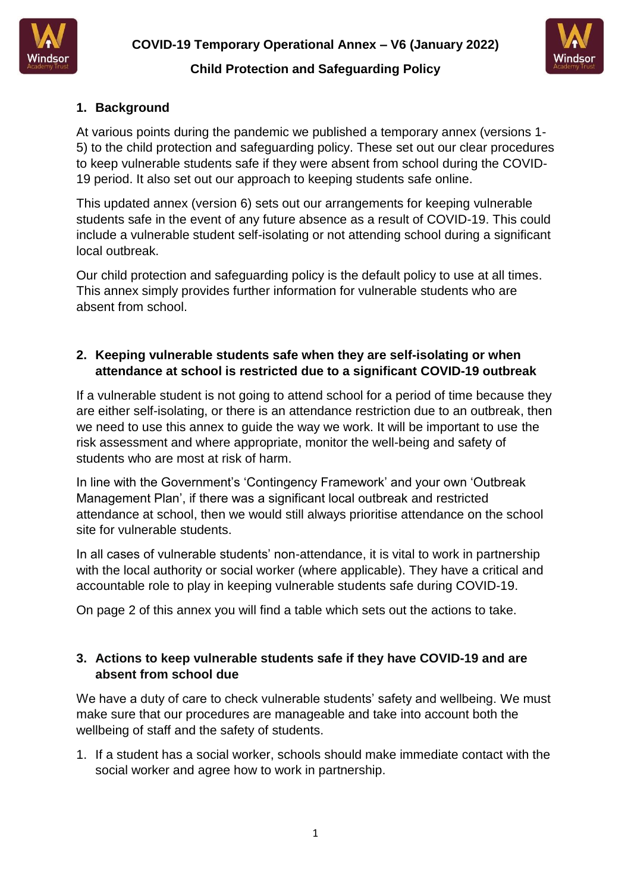# COVID-19 Temporary Operational Annex – V6 (January 2022)

## Child Protection and Safeguarding Policy

### 1. Background

At various points during the pandemic we published a temporary annex (versions 1-5) to the child protection and safeguarding policy. These set out our clear procedures to keep vulnerable students safe if they were absent from school during the COVID-19 period. It also set out our approach to keeping students safe online.

This updated annex (version 6) sets out our arrangements for keeping vulnerable students safe in the event of any future absence as a result of COVID-19. This could include a vulnerable student self-isolating or not attending school during a significant local outbreak.

Our child protection and safeguarding policy is the default policy to use at all times. This annex simply provides further information for vulnerable students who are absent from school.

### 2. Keeping vulnerable students safe when they are self-isolating or when attendance at school is restricted due to a significant COVID-19 outbreak

If a vulnerable student is not going to attend school for a period of time because they are either self-isolating, or there is an attendance restriction due to an outbreak, then we need to use this annex to guide the way we work. It will be important to use the risk assessment and where appropriate, monitor the well-being and safety of students who are most at risk of harm.

In line with the Government's 'Contingency Framework' and your own 'Outbreak Management Plan', if there was a significant local outbreak and restricted attendance at school, then we would still always prioritise attendance on the school site for vulnerable students.

In all cases of vulnerable students' non-attendance, it is vital to work in partnership with the local authority or social worker (where applicable). They have a critical and accountable role to play in keeping vulnerable students safe during COVID-19.

On page 2 of this annex you will find a table which sets out the actions to take.

### 3. Actions to keep vulnerable students safe if they have COVID-19 and are absent from school due

We have a duty of care to check vulnerable students' safety and wellbeing. We must make sure that our procedures are manageable and take into account both the wellbeing of staff and the safety of students.

1. If a student has a social worker, schools should make immediate contact with the social worker and agree how to work in partnership.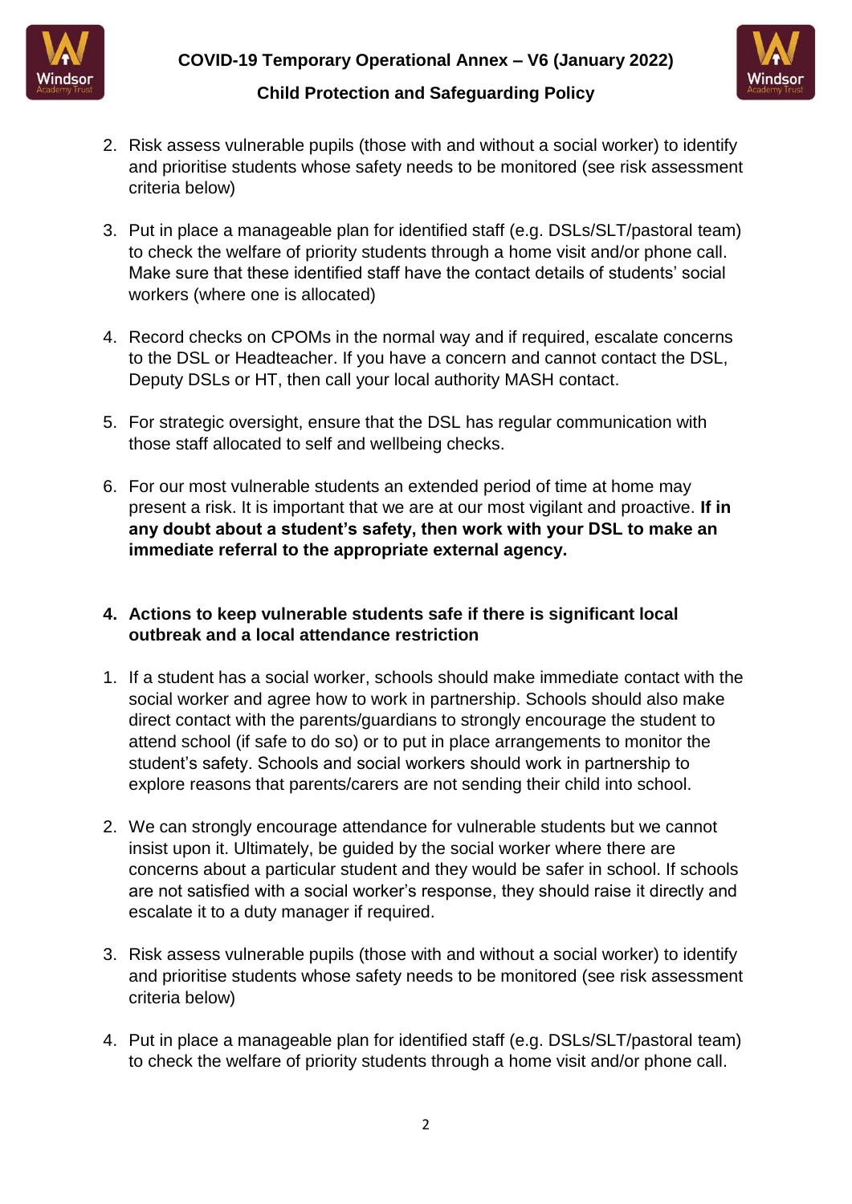2. Risk assess vulnerable pupils (those with and without a social worker) to identify and prioritise students whose safety needs to be monitored (see risk assessment criteria below)

3. Put in place a manageable plan for identified staff (e.g. DSLs/SLT/pastoral team) to check the welfare of priority students through a home visit and/or phone call. Make sure that these identified staff have the contact details of students' social workers (where one is allocated)

4. Record checks on CPOMs in the normal way and if required, escalate concerns to the DSL or Headteacher. If you have a concern and cannot contact the DSL, Deputy DSLs or HT, then call your local authority MASH contact.

5. For strategic oversight, ensure that the DSL has regular communication with those staff allocated to self and wellbeing checks.

6. For our most vulnerable students an extended period of time at home may present a risk. It is important that we are at our most vigilant and proactive. **If in any doubt about a student's safety, then work with your DSL to make an immediate referral to the appropriate external agency.**

## 4. Actions to keep vulnerable students safe if there is significant local outbreak and a local attendance restriction

1. If a student has a social worker, schools should make immediate contact with the social worker and agree how to work in partnership. Schools should also make direct contact with the parents/guardians to strongly encourage the student to attend school (if safe to do so) or to put in place arrangements to monitor the student's safety. Schools and social workers should work in partnership to explore reasons that parents/carers are not sending their child into school.

2. We can strongly encourage attendance for vulnerable students but we cannot insist upon it. Ultimately, be guided by the social worker where there are concerns about a particular student and they would be safer in school. If schools are not satisfied with a social worker's response, they should raise it directly and escalate it to a duty manager if required.

3. Risk assess vulnerable pupils (those with and without a social worker) to identify and prioritise students whose safety needs to be monitored (see risk assessment criteria below)

4. Put in place a manageable plan for identified staff (e.g. DSLs/SLT/pastoral team) to check the welfare of priority students through a home visit and/or phone call.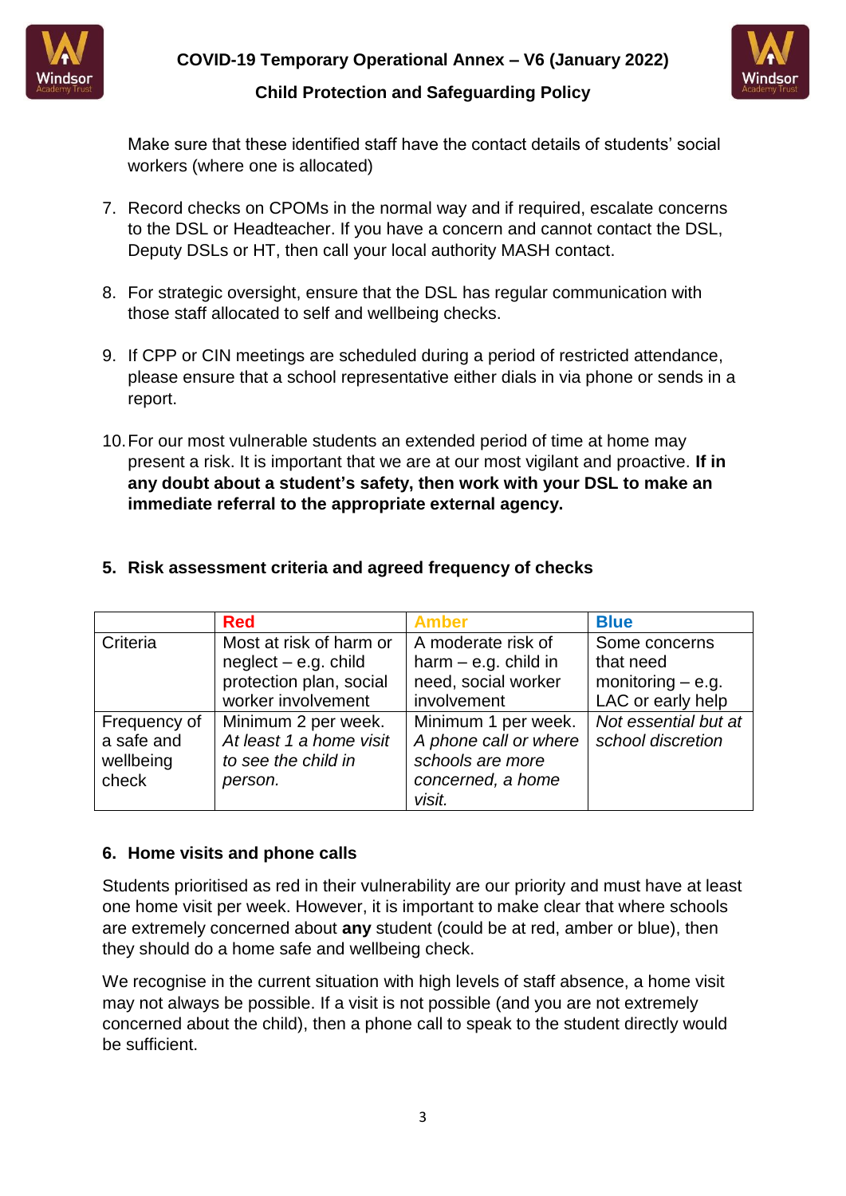Make sure that these identified staff have the contact details of students' social workers (where one is allocated)

7. Record checks on CPOMs in the normal way and if required, escalate concerns to the DSL or Headteacher. If you have a concern and cannot contact the DSL, Deputy DSLs or HT, then call your local authority MASH contact.

8. For strategic oversight, ensure that the DSL has regular communication with those staff allocated to self and wellbeing checks.

9. If CPP or CIN meetings are scheduled during a period of restricted attendance, please ensure that a school representative either dials in via phone or sends in a report.

10. For our most vulnerable students an extended period of time at home may present a risk. It is important that we are at our most vigilant and proactive. **If in any doubt about a student's safety, then work with your DSL to make an immediate referral to the appropriate external agency.**

## 5. Risk assessment criteria and agreed frequency of checks

| | **Red** | **Amber** | **Blue** |
|---|---|---|---|
| Criteria | Most at risk of harm or neglect – e.g. child protection plan, social worker involvement | A moderate risk of harm – e.g. child in need, social worker involvement | Some concerns that need monitoring – e.g. LAC or early help |
| Frequency of a safe and wellbeing check | Minimum 2 per week. *At least 1 a home visit to see the child in person.* | Minimum 1 per week. *A phone call or where schools are more concerned, a home visit.* | *Not essential but at school discretion* |

## 6. Home visits and phone calls

Students prioritised as red in their vulnerability are our priority and must have at least one home visit per week. However, it is important to make clear that where schools are extremely concerned about **any** student (could be at red, amber or blue), then they should do a home safe and wellbeing check.

We recognise in the current situation with high levels of staff absence, a home visit may not always be possible. If a visit is not possible (and you are not extremely concerned about the child), then a phone call to speak to the student directly would be sufficient.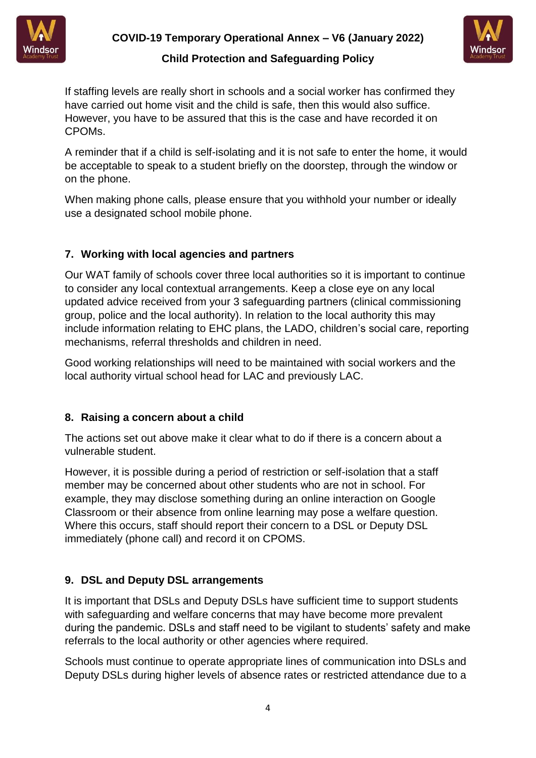If staffing levels are really short in schools and a social worker has confirmed they have carried out home visit and the child is safe, then this would also suffice. However, you have to be assured that this is the case and have recorded it on CPOMs.

A reminder that if a child is self-isolating and it is not safe to enter the home, it would be acceptable to speak to a student briefly on the doorstep, through the window or on the phone.

When making phone calls, please ensure that you withhold your number or ideally use a designated school mobile phone.

## 7. Working with local agencies and partners

Our WAT family of schools cover three local authorities so it is important to continue to consider any local contextual arrangements. Keep a close eye on any local updated advice received from your 3 safeguarding partners (clinical commissioning group, police and the local authority). In relation to the local authority this may include information relating to EHC plans, the LADO, children's social care, reporting mechanisms, referral thresholds and children in need.

Good working relationships will need to be maintained with social workers and the local authority virtual school head for LAC and previously LAC.

## 8. Raising a concern about a child

The actions set out above make it clear what to do if there is a concern about a vulnerable student.

However, it is possible during a period of restriction or self-isolation that a staff member may be concerned about other students who are not in school. For example, they may disclose something during an online interaction on Google Classroom or their absence from online learning may pose a welfare question. Where this occurs, staff should report their concern to a DSL or Deputy DSL immediately (phone call) and record it on CPOMS.

## 9. DSL and Deputy DSL arrangements

It is important that DSLs and Deputy DSLs have sufficient time to support students with safeguarding and welfare concerns that may have become more prevalent during the pandemic. DSLs and staff need to be vigilant to students' safety and make referrals to the local authority or other agencies where required.

Schools must continue to operate appropriate lines of communication into DSLs and Deputy DSLs during higher levels of absence rates or restricted attendance due to a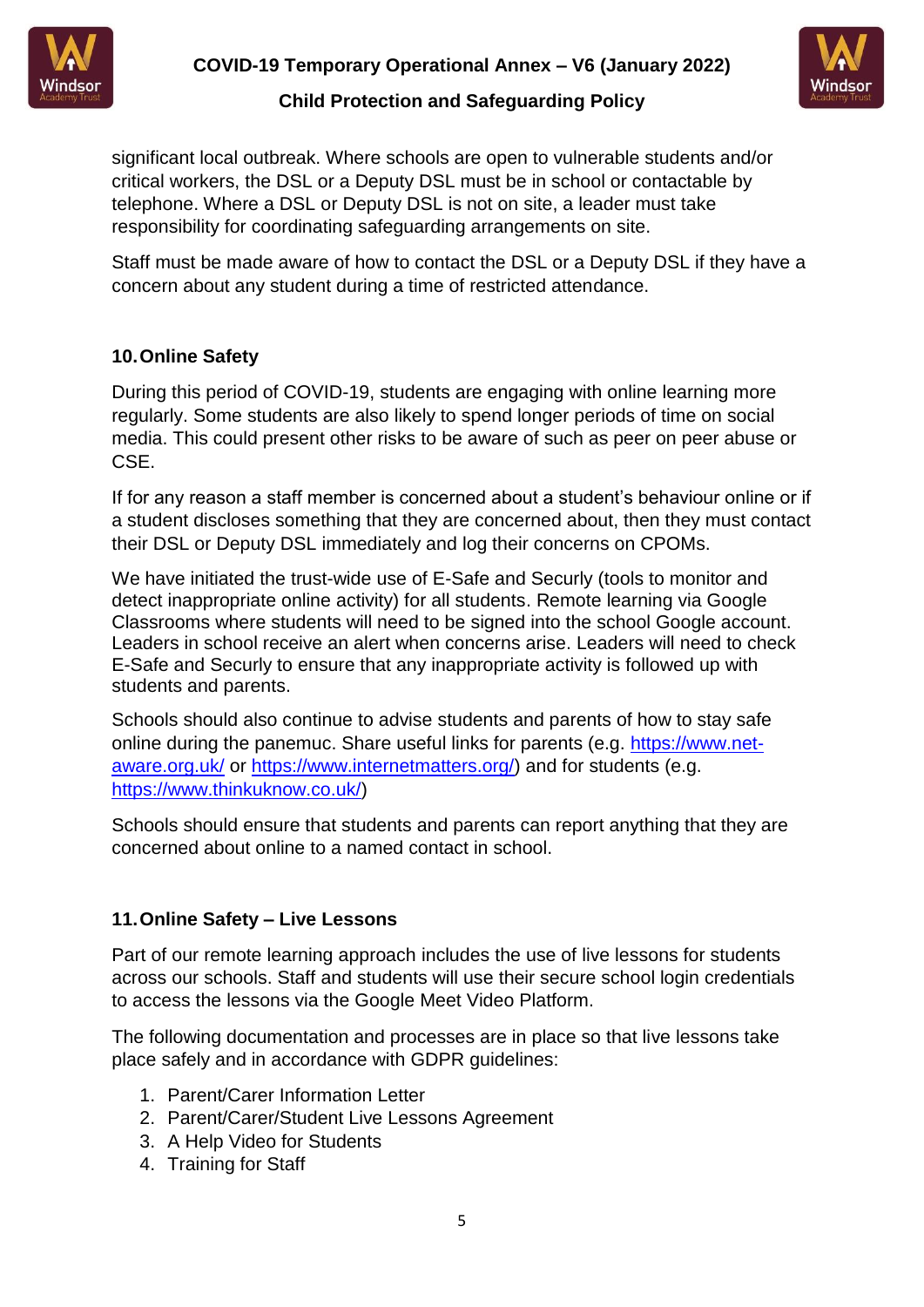significant local outbreak. Where schools are open to vulnerable students and/or critical workers, the DSL or a Deputy DSL must be in school or contactable by telephone. Where a DSL or Deputy DSL is not on site, a leader must take responsibility for coordinating safeguarding arrangements on site.

Staff must be made aware of how to contact the DSL or a Deputy DSL if they have a concern about any student during a time of restricted attendance.

## 10. Online Safety

During this period of COVID-19, students are engaging with online learning more regularly. Some students are also likely to spend longer periods of time on social media. This could present other risks to be aware of such as peer on peer abuse or CSE.

If for any reason a staff member is concerned about a student's behaviour online or if a student discloses something that they are concerned about, then they must contact their DSL or Deputy DSL immediately and log their concerns on CPOMs.

We have initiated the trust-wide use of E-Safe and Securly (tools to monitor and detect inappropriate online activity) for all students. Remote learning via Google Classrooms where students will need to be signed into the school Google account. Leaders in school receive an alert when concerns arise. Leaders will need to check E-Safe and Securly to ensure that any inappropriate activity is followed up with students and parents.

Schools should also continue to advise students and parents of how to stay safe online during the panemuc. Share useful links for parents (e.g. [https://www.net-aware.org.uk/](https://www.net-aware.org.uk/) or [https://www.internetmatters.org/](https://www.internetmatters.org/)) and for students (e.g. [https://www.thinkuknow.co.uk/](https://www.thinkuknow.co.uk/))

Schools should ensure that students and parents can report anything that they are concerned about online to a named contact in school.

## 11. Online Safety – Live Lessons

Part of our remote learning approach includes the use of live lessons for students across our schools. Staff and students will use their secure school login credentials to access the lessons via the Google Meet Video Platform.

The following documentation and processes are in place so that live lessons take place safely and in accordance with GDPR guidelines:

1. Parent/Carer Information Letter
2. Parent/Carer/Student Live Lessons Agreement
3. A Help Video for Students
4. Training for Staff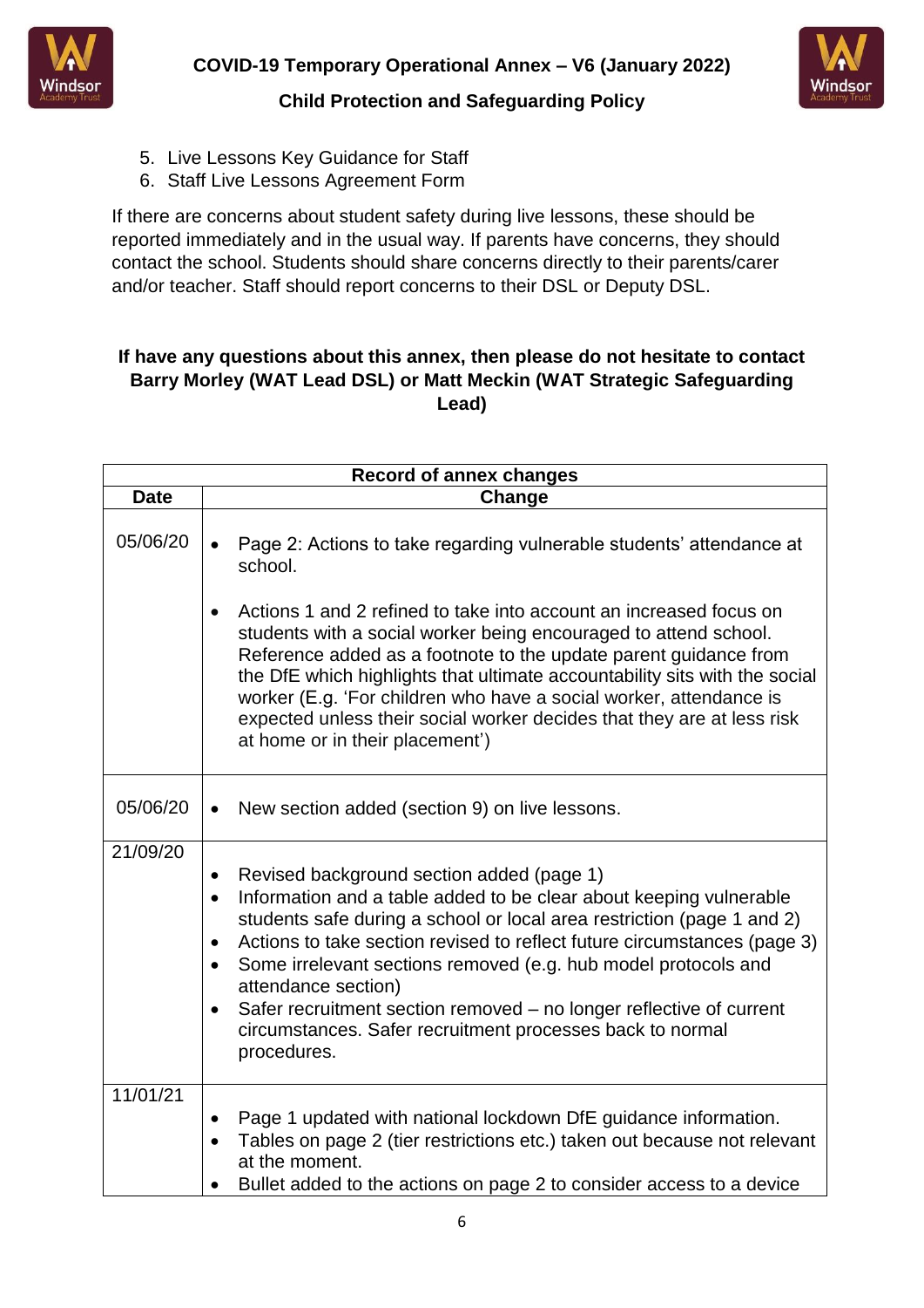5. Live Lessons Key Guidance for Staff
6. Staff Live Lessons Agreement Form

If there are concerns about student safety during live lessons, these should be reported immediately and in the usual way. If parents have concerns, they should contact the school. Students should share concerns directly to their parents/carer and/or teacher. Staff should report concerns to their DSL or Deputy DSL.

**If have any questions about this annex, then please do not hesitate to contact Barry Morley (WAT Lead DSL) or Matt Meckin (WAT Strategic Safeguarding Lead)**

| **Record of annex changes** | |
|---|---|
| **Date** | **Change** |
| 05/06/20 | • Page 2: Actions to take regarding vulnerable students' attendance at school.<br>• Actions 1 and 2 refined to take into account an increased focus on students with a social worker being encouraged to attend school. Reference added as a footnote to the update parent guidance from the DfE which highlights that ultimate accountability sits with the social worker (E.g. 'For children who have a social worker, attendance is expected unless their social worker decides that they are at less risk at home or in their placement') |
| 05/06/20 | • New section added (section 9) on live lessons. |
| 21/09/20 | • Revised background section added (page 1)<br>• Information and a table added to be clear about keeping vulnerable students safe during a school or local area restriction (page 1 and 2)<br>• Actions to take section revised to reflect future circumstances (page 3)<br>• Some irrelevant sections removed (e.g. hub model protocols and attendance section)<br>• Safer recruitment section removed – no longer reflective of current circumstances. Safer recruitment processes back to normal procedures. |
| 11/01/21 | • Page 1 updated with national lockdown DfE guidance information.<br>• Tables on page 2 (tier restrictions etc.) taken out because not relevant at the moment.<br>• Bullet added to the actions on page 2 to consider access to a device |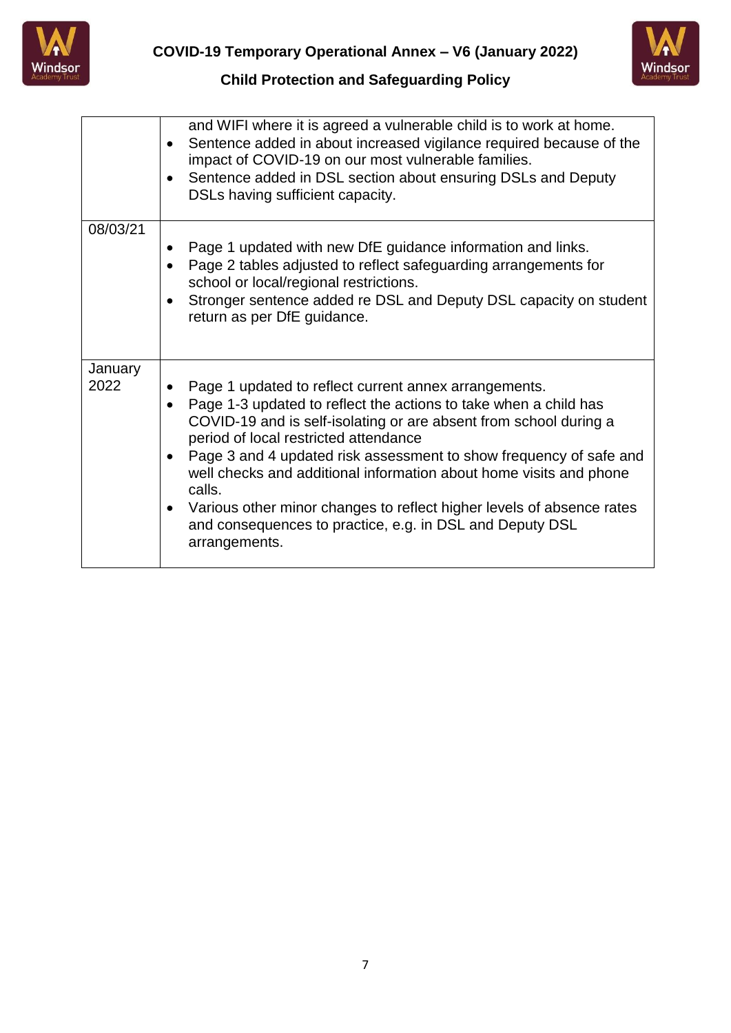| | |
|---|---|
| | and WIFI where it is agreed a vulnerable child is to work at home.<br>• Sentence added in about increased vigilance required because of the impact of COVID-19 on our most vulnerable families.<br>• Sentence added in DSL section about ensuring DSLs and Deputy DSLs having sufficient capacity. |
| 08/03/21 | • Page 1 updated with new DfE guidance information and links.<br>• Page 2 tables adjusted to reflect safeguarding arrangements for school or local/regional restrictions.<br>• Stronger sentence added re DSL and Deputy DSL capacity on student return as per DfE guidance. |
| January 2022 | • Page 1 updated to reflect current annex arrangements.<br>• Page 1-3 updated to reflect the actions to take when a child has COVID-19 and is self-isolating or are absent from school during a period of local restricted attendance<br>• Page 3 and 4 updated risk assessment to show frequency of safe and well checks and additional information about home visits and phone calls.<br>• Various other minor changes to reflect higher levels of absence rates and consequences to practice, e.g. in DSL and Deputy DSL arrangements. |